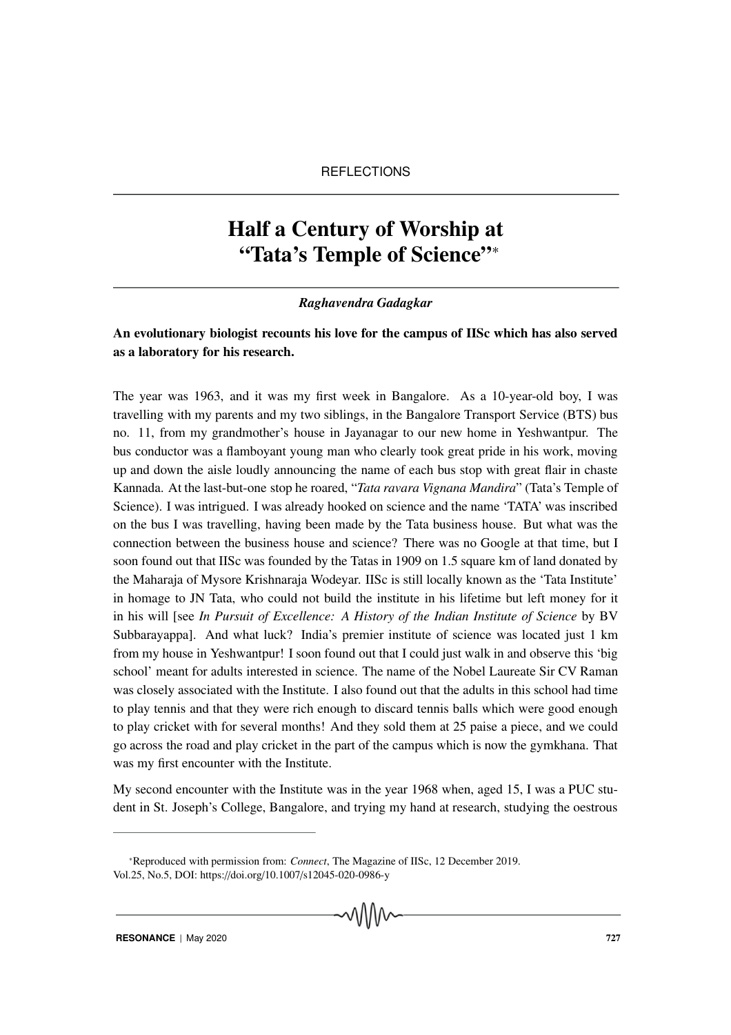REFLECTIONS

# Half a Century of Worship at "Tata's Temple of Science"*

*Raghavendra Gadagkar*

**An evolutionary biologist recounts his love for the campus of IISc which has also served as a laboratory for his research.**

The year was 1963, and it was my first week in Bangalore. As a 10-year-old boy, I was travelling with my parents and my two siblings, in the Bangalore Transport Service (BTS) bus no. 11, from my grandmother's house in Jayanagar to our new home in Yeshwantpur. The bus conductor was a flamboyant young man who clearly took great pride in his work, moving up and down the aisle loudly announcing the name of each bus stop with great flair in chaste Kannada. At the last-but-one stop he roared, "*Tata ravara Vignana Mandira*" (Tata's Temple of Science). I was intrigued. I was already hooked on science and the name 'TATA' was inscribed on the bus I was travelling, having been made by the Tata business house. But what was the connection between the business house and science? There was no Google at that time, but I soon found out that IISc was founded by the Tatas in 1909 on 1.5 square km of land donated by the Maharaja of Mysore Krishnaraja Wodeyar. IISc is still locally known as the 'Tata Institute' in homage to JN Tata, who could not build the institute in his lifetime but left money for it in his will [see *In Pursuit of Excellence: A History of the Indian Institute of Science* by BV Subbarayappa]. And what luck? India's premier institute of science was located just 1 km from my house in Yeshwantpur! I soon found out that I could just walk in and observe this 'big school' meant for adults interested in science. The name of the Nobel Laureate Sir CV Raman was closely associated with the Institute. I also found out that the adults in this school had time to play tennis and that they were rich enough to discard tennis balls which were good enough to play cricket with for several months! And they sold them at 25 paise a piece, and we could go across the road and play cricket in the part of the campus which is now the gymkhana. That was my first encounter with the Institute.

My second encounter with the Institute was in the year 1968 when, aged 15, I was a PUC student in St. Joseph's College, Bangalore, and trying my hand at research, studying the oestrous

---

*Reproduced with permission from: *Connect*, The Magazine of IISc, 12 December 2019.
Vol.25, No.5, DOI: https://doi.org/10.1007/s12045-020-0986-y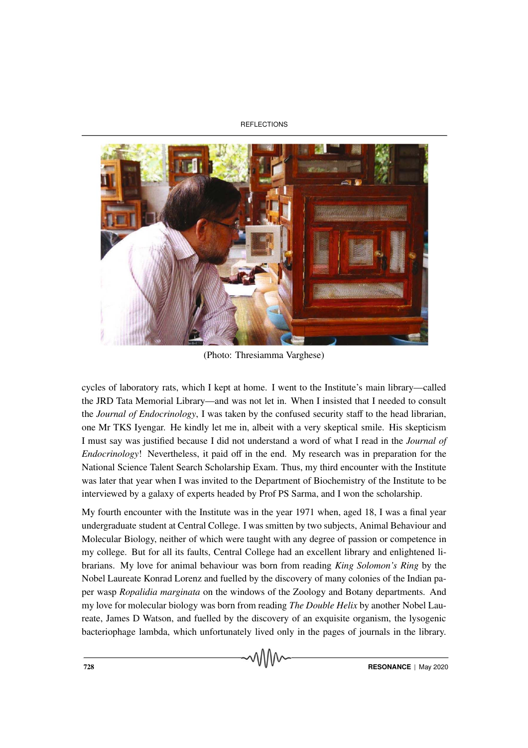(Photo: Thresiamma Varghese)

cycles of laboratory rats, which I kept at home. I went to the Institute's main library—called the JRD Tata Memorial Library—and was not let in. When I insisted that I needed to consult the *Journal of Endocrinology*, I was taken by the confused security staff to the head librarian, one Mr TKS Iyengar. He kindly let me in, albeit with a very skeptical smile. His skepticism I must say was justified because I did not understand a word of what I read in the *Journal of Endocrinology*! Nevertheless, it paid off in the end. My research was in preparation for the National Science Talent Search Scholarship Exam. Thus, my third encounter with the Institute was later that year when I was invited to the Department of Biochemistry of the Institute to be interviewed by a galaxy of experts headed by Prof PS Sarma, and I won the scholarship.

My fourth encounter with the Institute was in the year 1971 when, aged 18, I was a final year undergraduate student at Central College. I was smitten by two subjects, Animal Behaviour and Molecular Biology, neither of which were taught with any degree of passion or competence in my college. But for all its faults, Central College had an excellent library and enlightened librarians. My love for animal behaviour was born from reading *King Solomon's Ring* by the Nobel Laureate Konrad Lorenz and fuelled by the discovery of many colonies of the Indian paper wasp *Ropalidia marginata* on the windows of the Zoology and Botany departments. And my love for molecular biology was born from reading *The Double Helix* by another Nobel Laureate, James D Watson, and fuelled by the discovery of an exquisite organism, the lysogenic bacteriophage lambda, which unfortunately lived only in the pages of journals in the library.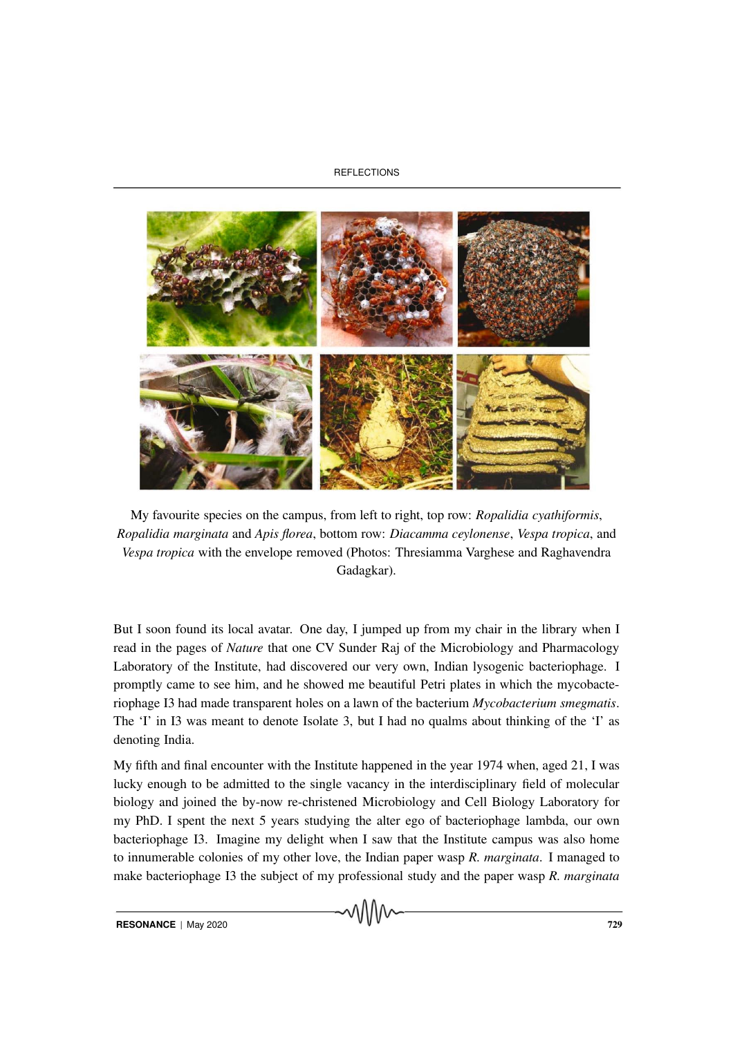My favourite species on the campus, from left to right, top row: *Ropalidia cyathiformis*, *Ropalidia marginata* and *Apis florea*, bottom row: *Diacamma ceylonense*, *Vespa tropica*, and *Vespa tropica* with the envelope removed (Photos: Thresiamma Varghese and Raghavendra Gadagkar).

But I soon found its local avatar. One day, I jumped up from my chair in the library when I read in the pages of *Nature* that one CV Sunder Raj of the Microbiology and Pharmacology Laboratory of the Institute, had discovered our very own, Indian lysogenic bacteriophage. I promptly came to see him, and he showed me beautiful Petri plates in which the mycobacteriophage I3 had made transparent holes on a lawn of the bacterium *Mycobacterium smegmatis*. The 'I' in I3 was meant to denote Isolate 3, but I had no qualms about thinking of the 'I' as denoting India.

My fifth and final encounter with the Institute happened in the year 1974 when, aged 21, I was lucky enough to be admitted to the single vacancy in the interdisciplinary field of molecular biology and joined the by-now re-christened Microbiology and Cell Biology Laboratory for my PhD. I spent the next 5 years studying the alter ego of bacteriophage lambda, our own bacteriophage I3. Imagine my delight when I saw that the Institute campus was also home to innumerable colonies of my other love, the Indian paper wasp *R. marginata*. I managed to make bacteriophage I3 the subject of my professional study and the paper wasp *R. marginata*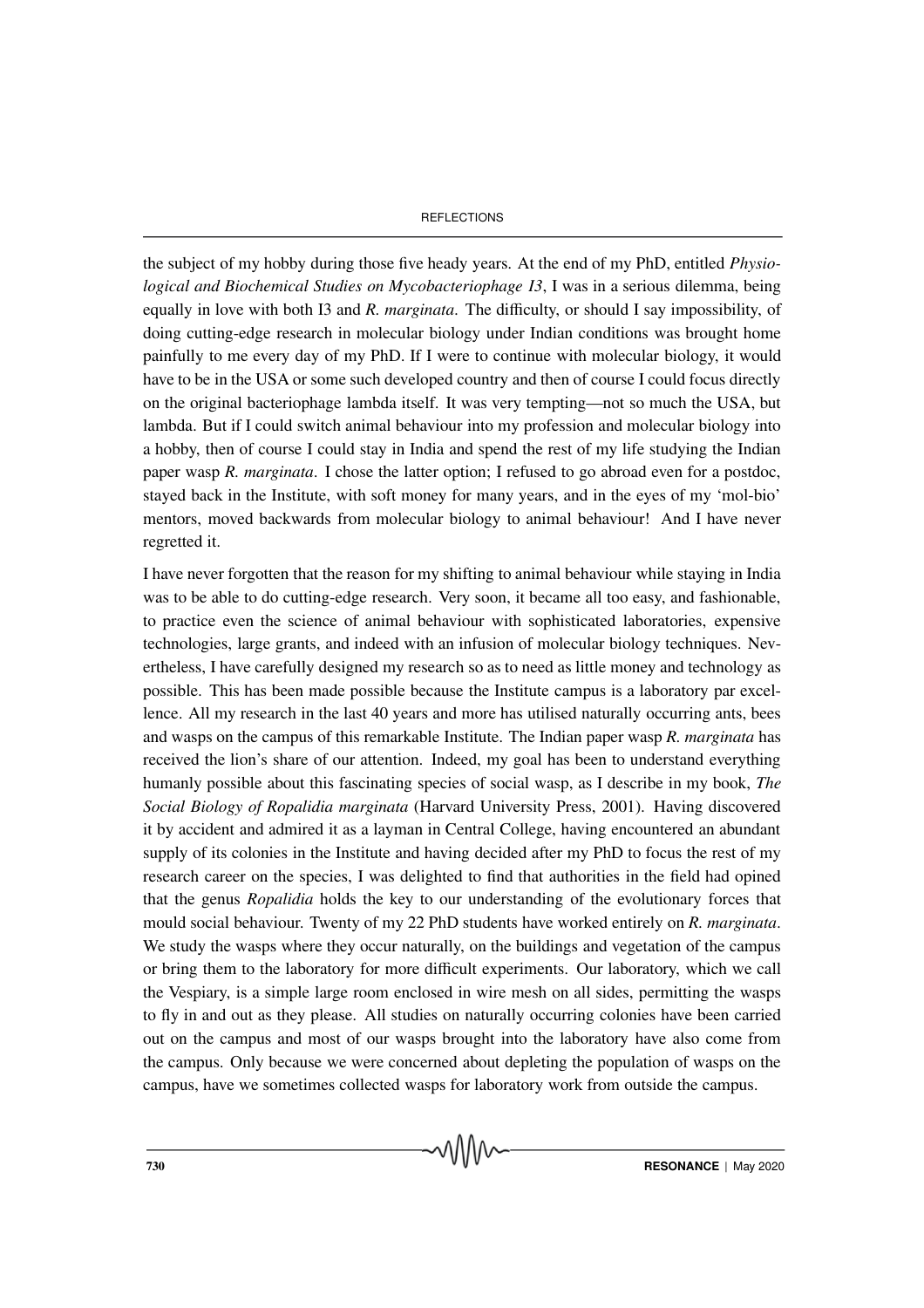the subject of my hobby during those five heady years. At the end of my PhD, entitled *Physiological and Biochemical Studies on Mycobacteriophage I3*, I was in a serious dilemma, being equally in love with both I3 and *R. marginata*. The difficulty, or should I say impossibility, of doing cutting-edge research in molecular biology under Indian conditions was brought home painfully to me every day of my PhD. If I were to continue with molecular biology, it would have to be in the USA or some such developed country and then of course I could focus directly on the original bacteriophage lambda itself. It was very tempting—not so much the USA, but lambda. But if I could switch animal behaviour into my profession and molecular biology into a hobby, then of course I could stay in India and spend the rest of my life studying the Indian paper wasp *R. marginata*. I chose the latter option; I refused to go abroad even for a postdoc, stayed back in the Institute, with soft money for many years, and in the eyes of my 'mol-bio' mentors, moved backwards from molecular biology to animal behaviour! And I have never regretted it.

I have never forgotten that the reason for my shifting to animal behaviour while staying in India was to be able to do cutting-edge research. Very soon, it became all too easy, and fashionable, to practice even the science of animal behaviour with sophisticated laboratories, expensive technologies, large grants, and indeed with an infusion of molecular biology techniques. Nevertheless, I have carefully designed my research so as to need as little money and technology as possible. This has been made possible because the Institute campus is a laboratory par excellence. All my research in the last 40 years and more has utilised naturally occurring ants, bees and wasps on the campus of this remarkable Institute. The Indian paper wasp *R. marginata* has received the lion's share of our attention. Indeed, my goal has been to understand everything humanly possible about this fascinating species of social wasp, as I describe in my book, *The Social Biology of Ropalidia marginata* (Harvard University Press, 2001). Having discovered it by accident and admired it as a layman in Central College, having encountered an abundant supply of its colonies in the Institute and having decided after my PhD to focus the rest of my research career on the species, I was delighted to find that authorities in the field had opined that the genus *Ropalidia* holds the key to our understanding of the evolutionary forces that mould social behaviour. Twenty of my 22 PhD students have worked entirely on *R. marginata*. We study the wasps where they occur naturally, on the buildings and vegetation of the campus or bring them to the laboratory for more difficult experiments. Our laboratory, which we call the Vespiary, is a simple large room enclosed in wire mesh on all sides, permitting the wasps to fly in and out as they please. All studies on naturally occurring colonies have been carried out on the campus and most of our wasps brought into the laboratory have also come from the campus. Only because we were concerned about depleting the population of wasps on the campus, have we sometimes collected wasps for laboratory work from outside the campus.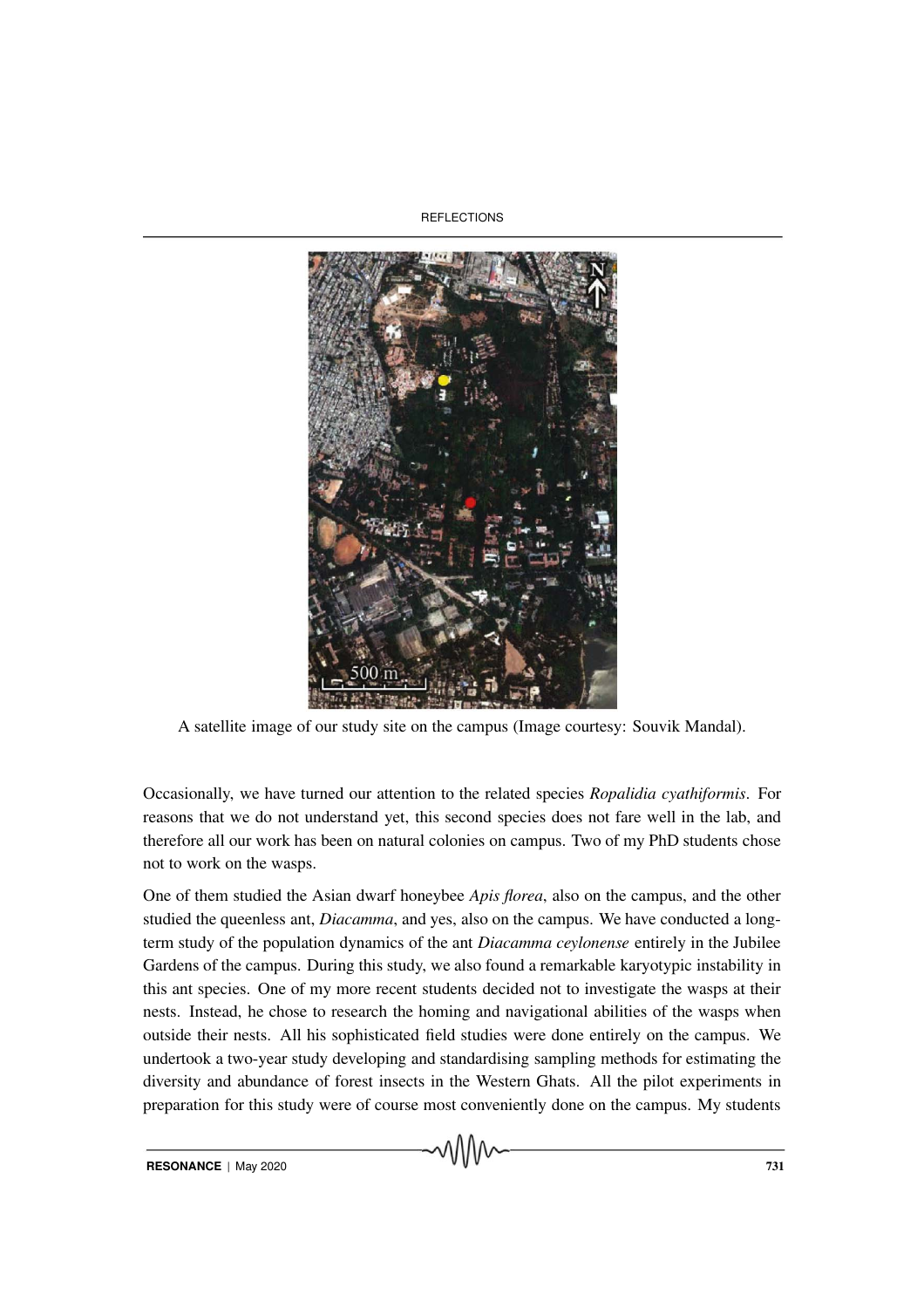A satellite image of our study site on the campus (Image courtesy: Souvik Mandal).

Occasionally, we have turned our attention to the related species *Ropalidia cyathiformis*. For reasons that we do not understand yet, this second species does not fare well in the lab, and therefore all our work has been on natural colonies on campus. Two of my PhD students chose not to work on the wasps.

One of them studied the Asian dwarf honeybee *Apis florea*, also on the campus, and the other studied the queenless ant, *Diacamma*, and yes, also on the campus. We have conducted a long-term study of the population dynamics of the ant *Diacamma ceylonense* entirely in the Jubilee Gardens of the campus. During this study, we also found a remarkable karyotypic instability in this ant species. One of my more recent students decided not to investigate the wasps at their nests. Instead, he chose to research the homing and navigational abilities of the wasps when outside their nests. All his sophisticated field studies were done entirely on the campus. We undertook a two-year study developing and standardising sampling methods for estimating the diversity and abundance of forest insects in the Western Ghats. All the pilot experiments in preparation for this study were of course most conveniently done on the campus. My students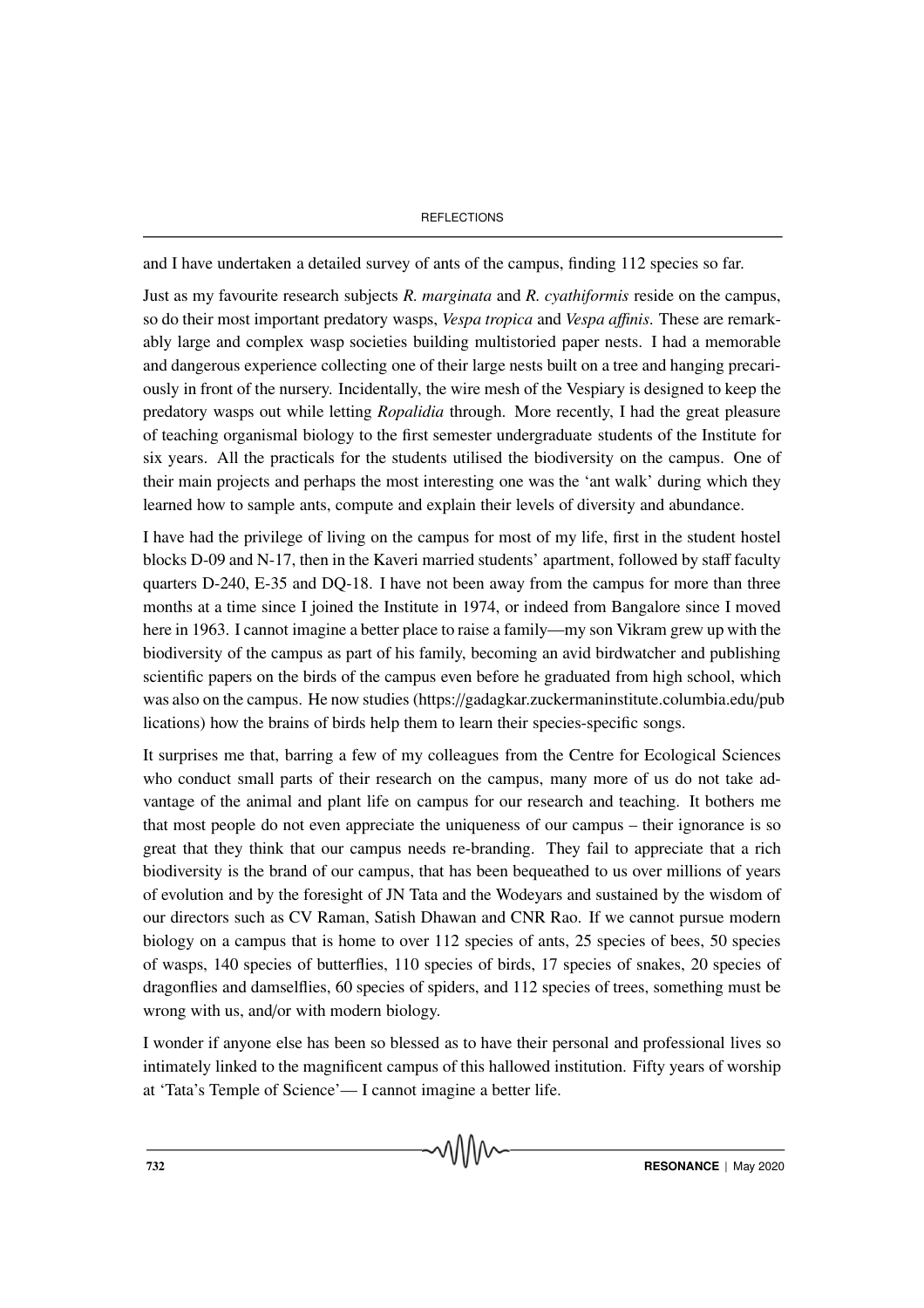and I have undertaken a detailed survey of ants of the campus, finding 112 species so far.

Just as my favourite research subjects *R. marginata* and *R. cyathiformis* reside on the campus, so do their most important predatory wasps, *Vespa tropica* and *Vespa affinis*. These are remarkably large and complex wasp societies building multistoried paper nests. I had a memorable and dangerous experience collecting one of their large nests built on a tree and hanging precariously in front of the nursery. Incidentally, the wire mesh of the Vespiary is designed to keep the predatory wasps out while letting *Ropalidia* through. More recently, I had the great pleasure of teaching organismal biology to the first semester undergraduate students of the Institute for six years. All the practicals for the students utilised the biodiversity on the campus. One of their main projects and perhaps the most interesting one was the 'ant walk' during which they learned how to sample ants, compute and explain their levels of diversity and abundance.

I have had the privilege of living on the campus for most of my life, first in the student hostel blocks D-09 and N-17, then in the Kaveri married students' apartment, followed by staff faculty quarters D-240, E-35 and DQ-18. I have not been away from the campus for more than three months at a time since I joined the Institute in 1974, or indeed from Bangalore since I moved here in 1963. I cannot imagine a better place to raise a family—my son Vikram grew up with the biodiversity of the campus as part of his family, becoming an avid birdwatcher and publishing scientific papers on the birds of the campus even before he graduated from high school, which was also on the campus. He now studies (https://gadagkar.zuckermaninstitute.columbia.edu/publications) how the brains of birds help them to learn their species-specific songs.

It surprises me that, barring a few of my colleagues from the Centre for Ecological Sciences who conduct small parts of their research on the campus, many more of us do not take advantage of the animal and plant life on campus for our research and teaching. It bothers me that most people do not even appreciate the uniqueness of our campus – their ignorance is so great that they think that our campus needs re-branding. They fail to appreciate that a rich biodiversity is the brand of our campus, that has been bequeathed to us over millions of years of evolution and by the foresight of JN Tata and the Wodeyars and sustained by the wisdom of our directors such as CV Raman, Satish Dhawan and CNR Rao. If we cannot pursue modern biology on a campus that is home to over 112 species of ants, 25 species of bees, 50 species of wasps, 140 species of butterflies, 110 species of birds, 17 species of snakes, 20 species of dragonflies and damselflies, 60 species of spiders, and 112 species of trees, something must be wrong with us, and/or with modern biology.

I wonder if anyone else has been so blessed as to have their personal and professional lives so intimately linked to the magnificent campus of this hallowed institution. Fifty years of worship at 'Tata's Temple of Science'— I cannot imagine a better life.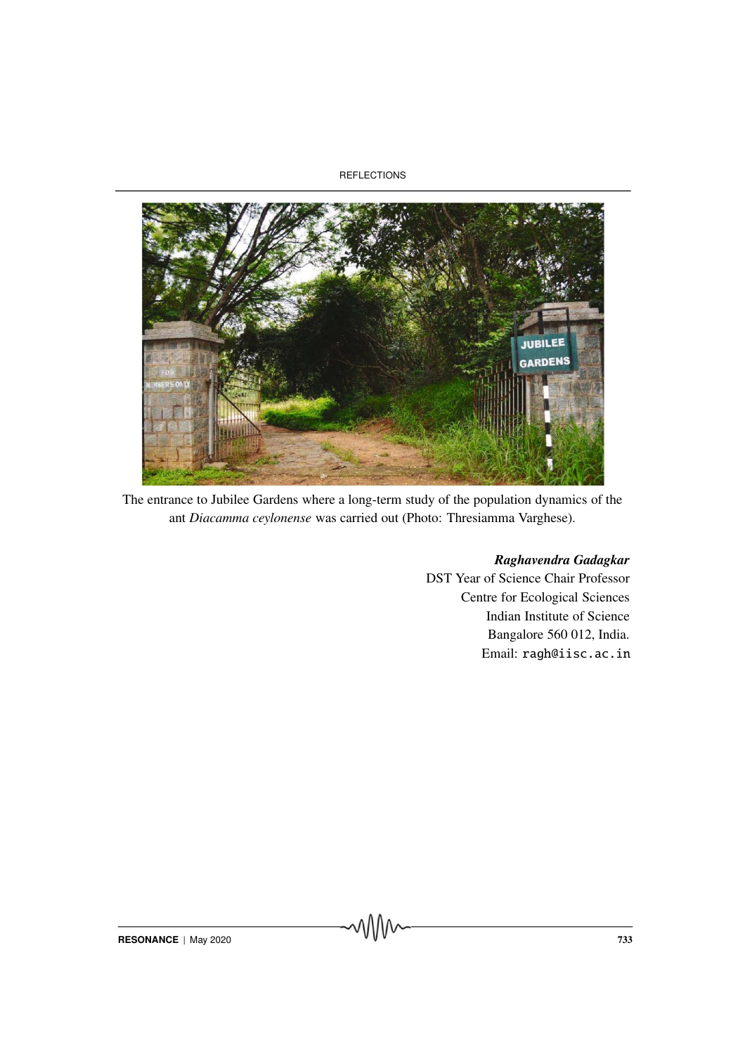The entrance to Jubilee Gardens where a long-term study of the population dynamics of the ant *Diacamma ceylonense* was carried out (Photo: Thresiamma Varghese).

***Raghavendra Gadagkar***
DST Year of Science Chair Professor
Centre for Ecological Sciences
Indian Institute of Science
Bangalore 560 012, India.
Email: ragh@iisc.ac.in